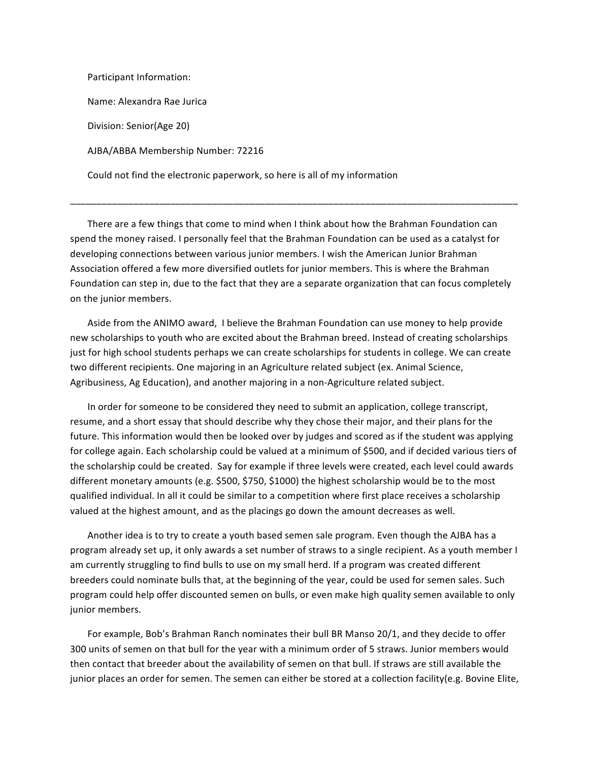Participant Information:

Name: Alexandra Rae Jurica

Division: Senior(Age 20)

AJBA/ABBA Membership Number: 72216

Could not find the electronic paperwork, so here is all of my information

---

There are a few things that come to mind when I think about how the Brahman Foundation can spend the money raised. I personally feel that the Brahman Foundation can be used as a catalyst for developing connections between various junior members. I wish the American Junior Brahman Association offered a few more diversified outlets for junior members. This is where the Brahman Foundation can step in, due to the fact that they are a separate organization that can focus completely on the junior members.

Aside from the ANIMO award, I believe the Brahman Foundation can use money to help provide new scholarships to youth who are excited about the Brahman breed. Instead of creating scholarships just for high school students perhaps we can create scholarships for students in college. We can create two different recipients. One majoring in an Agriculture related subject (ex. Animal Science, Agribusiness, Ag Education), and another majoring in a non-Agriculture related subject.

In order for someone to be considered they need to submit an application, college transcript, resume, and a short essay that should describe why they chose their major, and their plans for the future. This information would then be looked over by judges and scored as if the student was applying for college again. Each scholarship could be valued at a minimum of $500, and if decided various tiers of the scholarship could be created. Say for example if three levels were created, each level could awards different monetary amounts (e.g. $500, $750, $1000) the highest scholarship would be to the most qualified individual. In all it could be similar to a competition where first place receives a scholarship valued at the highest amount, and as the placings go down the amount decreases as well.

Another idea is to try to create a youth based semen sale program. Even though the AJBA has a program already set up, it only awards a set number of straws to a single recipient. As a youth member I am currently struggling to find bulls to use on my small herd. If a program was created different breeders could nominate bulls that, at the beginning of the year, could be used for semen sales. Such program could help offer discounted semen on bulls, or even make high quality semen available to only junior members.

For example, Bob's Brahman Ranch nominates their bull BR Manso 20/1, and they decide to offer 300 units of semen on that bull for the year with a minimum order of 5 straws. Junior members would then contact that breeder about the availability of semen on that bull. If straws are still available the junior places an order for semen. The semen can either be stored at a collection facility(e.g. Bovine Elite,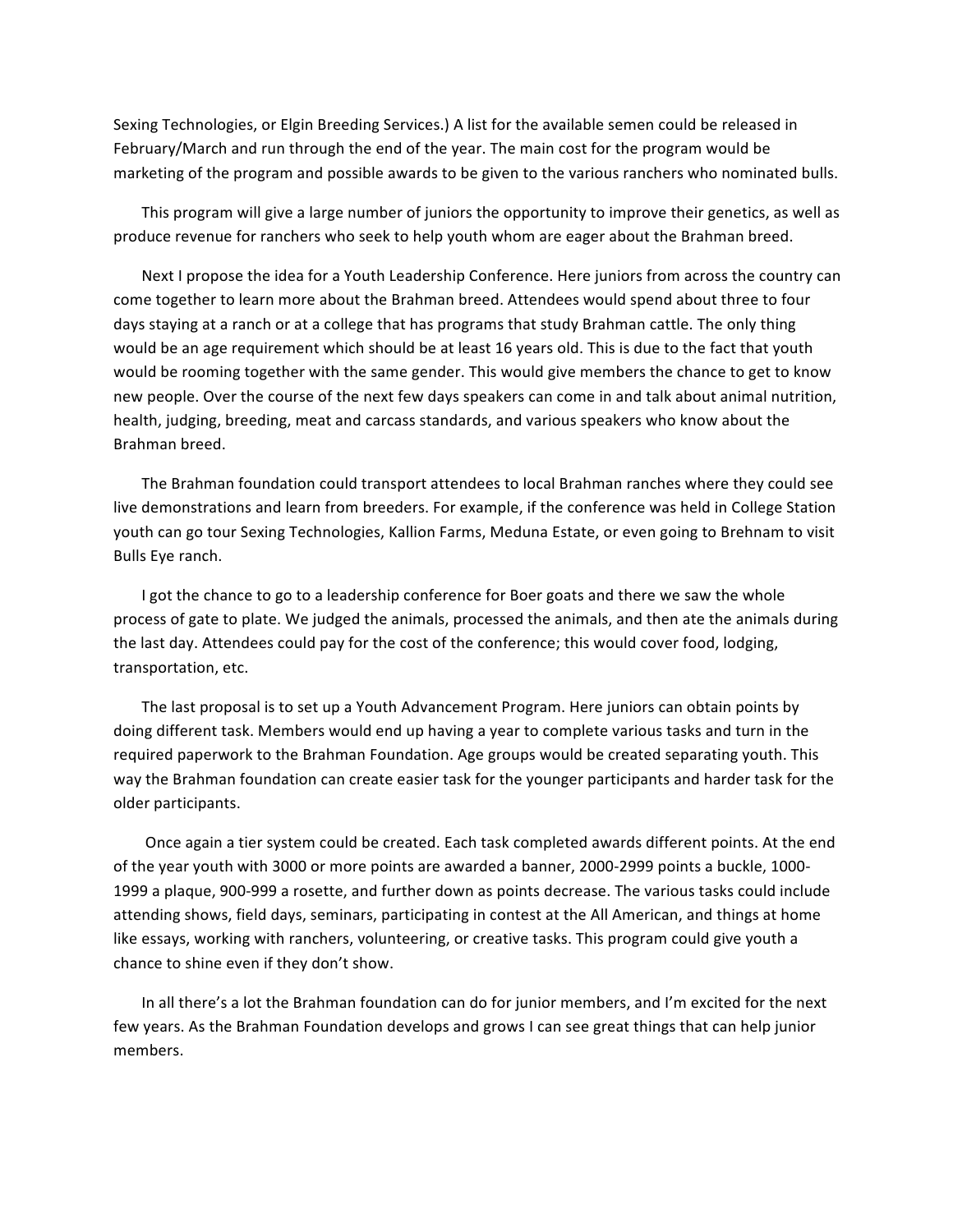Sexing Technologies, or Elgin Breeding Services.) A list for the available semen could be released in February/March and run through the end of the year. The main cost for the program would be marketing of the program and possible awards to be given to the various ranchers who nominated bulls.

This program will give a large number of juniors the opportunity to improve their genetics, as well as produce revenue for ranchers who seek to help youth whom are eager about the Brahman breed.

Next I propose the idea for a Youth Leadership Conference. Here juniors from across the country can come together to learn more about the Brahman breed. Attendees would spend about three to four days staying at a ranch or at a college that has programs that study Brahman cattle. The only thing would be an age requirement which should be at least 16 years old. This is due to the fact that youth would be rooming together with the same gender. This would give members the chance to get to know new people. Over the course of the next few days speakers can come in and talk about animal nutrition, health, judging, breeding, meat and carcass standards, and various speakers who know about the Brahman breed.

The Brahman foundation could transport attendees to local Brahman ranches where they could see live demonstrations and learn from breeders. For example, if the conference was held in College Station youth can go tour Sexing Technologies, Kallion Farms, Meduna Estate, or even going to Brehnam to visit Bulls Eye ranch.

I got the chance to go to a leadership conference for Boer goats and there we saw the whole process of gate to plate. We judged the animals, processed the animals, and then ate the animals during the last day. Attendees could pay for the cost of the conference; this would cover food, lodging, transportation, etc.

The last proposal is to set up a Youth Advancement Program. Here juniors can obtain points by doing different task. Members would end up having a year to complete various tasks and turn in the required paperwork to the Brahman Foundation. Age groups would be created separating youth. This way the Brahman foundation can create easier task for the younger participants and harder task for the older participants.

Once again a tier system could be created. Each task completed awards different points. At the end of the year youth with 3000 or more points are awarded a banner, 2000-2999 points a buckle, 1000-1999 a plaque, 900-999 a rosette, and further down as points decrease. The various tasks could include attending shows, field days, seminars, participating in contest at the All American, and things at home like essays, working with ranchers, volunteering, or creative tasks. This program could give youth a chance to shine even if they don't show.

In all there's a lot the Brahman foundation can do for junior members, and I'm excited for the next few years. As the Brahman Foundation develops and grows I can see great things that can help junior members.